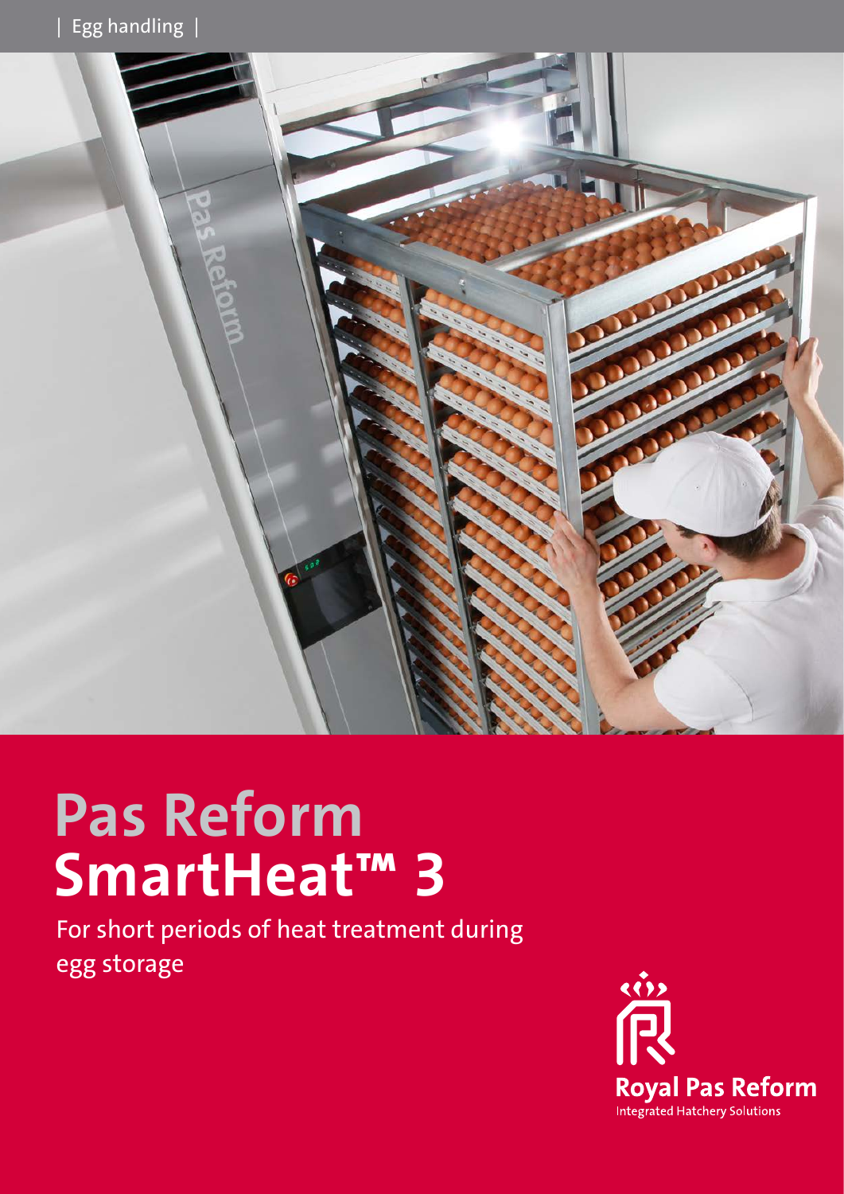| Egg handling |

# Pas Reform SmartHeat™ 3

For short periods of heat treatment during egg storage

Royal Pas Reform
Integrated Hatchery Solutions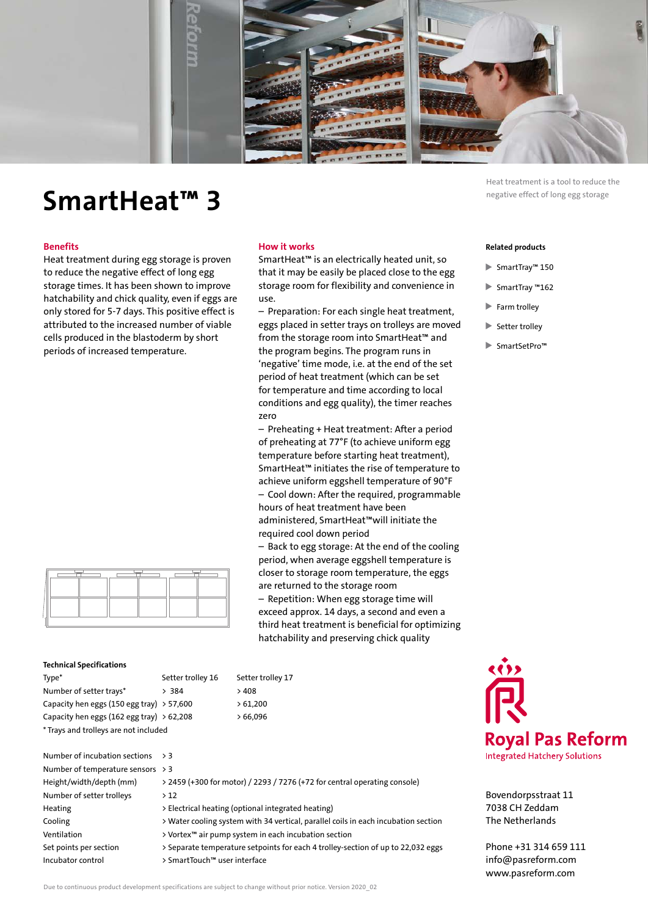# SmartHeat™ 3

Heat treatment is a tool to reduce the negative effect of long egg storage

## Benefits

Heat treatment during egg storage is proven to reduce the negative effect of long egg storage times. It has been shown to improve hatchability and chick quality, even if eggs are only stored for 5-7 days. This positive effect is attributed to the increased number of viable cells produced in the blastoderm by short periods of increased temperature.

## How it works

SmartHeat™ is an electrically heated unit, so that it may be easily be placed close to the egg storage room for flexibility and convenience in use.

– Preparation: For each single heat treatment, eggs placed in setter trays on trolleys are moved from the storage room into SmartHeat™ and the program begins. The program runs in 'negative' time mode, i.e. at the end of the set period of heat treatment (which can be set for temperature and time according to local conditions and egg quality), the timer reaches zero

– Preheating + Heat treatment: After a period of preheating at 77°F (to achieve uniform egg temperature before starting heat treatment), SmartHeat™ initiates the rise of temperature to achieve uniform eggshell temperature of 90°F

– Cool down: After the required, programmable hours of heat treatment have been administered, SmartHeat™will initiate the required cool down period

– Back to egg storage: At the end of the cooling period, when average eggshell temperature is closer to storage room temperature, the eggs are returned to the storage room

– Repetition: When egg storage time will exceed approx. 14 days, a second and even a third heat treatment is beneficial for optimizing hatchability and preserving chick quality

### Related products

- SmartTray™ 150
- SmartTray ™162
- Farm trolley
- Setter trolley
- SmartSetPro™

### Technical Specifications

| | | |
|---|---|---|
| Type* | Setter trolley 16 | Setter trolley 17 |
| Number of setter trays* | > 384 | > 408 |
| Capacity hen eggs (150 egg tray) | > 57,600 | > 61,200 |
| Capacity hen eggs (162 egg tray) | > 62,208 | > 66,096 |

\* Trays and trolleys are not included

| | |
|---|---|
| Number of incubation sections | > 3 |
| Number of temperature sensors | > 3 |
| Height/width/depth (mm) | > 2459 (+300 for motor) / 2293 / 7276 (+72 for central operating console) |
| Number of setter trolleys | > 12 |
| Heating | > Electrical heating (optional integrated heating) |
| Cooling | > Water cooling system with 34 vertical, parallel coils in each incubation section |
| Ventilation | > Vortex™ air pump system in each incubation section |
| Set points per section | > Separate temperature setpoints for each 4 trolley-section of up to 22,032 eggs |
| Incubator control | > SmartTouch™ user interface |

Royal Pas Reform
Integrated Hatchery Solutions

Bovendorpsstraat 11
7038 CH Zeddam
The Netherlands

Phone +31 314 659 111
info@pasreform.com
www.pasreform.com

Due to continuous product development specifications are subject to change without prior notice. Version 2020_02